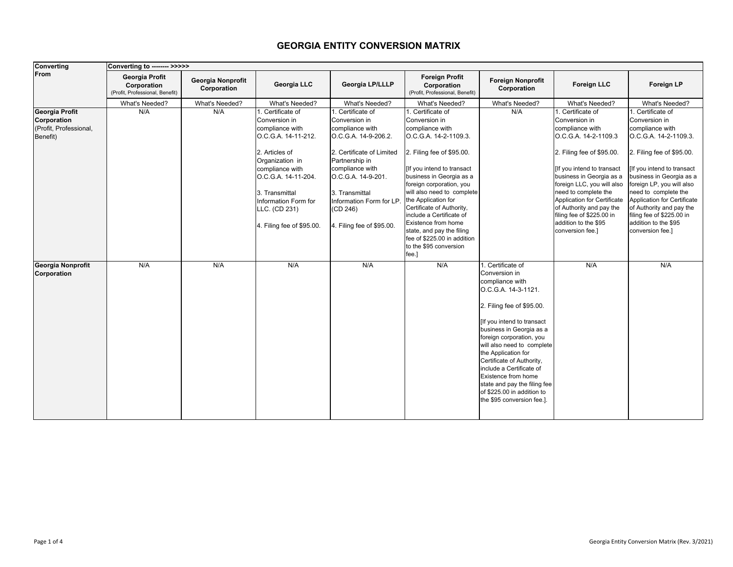# GEORGIA ENTITY CONVERSION MATRIX

| Converting From | Converting to -------- >>>>> | | | | | | | |
|---|---|---|---|---|---|---|---|---|
| | **Georgia Profit Corporation** (Profit, Professional, Benefit) | **Georgia Nonprofit Corporation** | **Georgia LLC** | **Georgia LP/LLLP** | **Foreign Profit Corporation** (Profit, Professional, Benefit) | **Foreign Nonprofit Corporation** | **Foreign LLC** | **Foreign LP** |
| | What's Needed? | What's Needed? | What's Needed? | What's Needed? | What's Needed? | What's Needed? | What's Needed? | What's Needed? |
| **Georgia Profit Corporation** (Profit, Professional, Benefit) | N/A | N/A | 1. Certificate of Conversion in compliance with O.C.G.A. 14-11-212.<br><br>2. Articles of Organization in compliance with O.C.G.A. 14-11-204.<br><br>3. Transmittal Information Form for LLC. (CD 231)<br><br>4. Filing fee of $95.00. | 1. Certificate of Conversion in compliance with O.C.G.A. 14-9-206.2.<br><br>2. Certificate of Limited Partnership in compliance with O.C.G.A. 14-9-201.<br><br>3. Transmittal Information Form for LP. (CD 246)<br><br>4. Filing fee of $95.00. | 1. Certificate of Conversion in compliance with O.C.G.A. 14-2-1109.3.<br><br>2. Filing fee of $95.00.<br><br>[If you intend to transact business in Georgia as a foreign corporation, you will also need to complete the Application for Certificate of Authority, include a Certificate of Existence from home state, and pay the filing fee of $225.00 in addition to the $95 conversion fee.] | N/A | 1. Certificate of Conversion in compliance with O.C.G.A. 14-2-1109.3<br><br>2. Filing fee of $95.00.<br><br>[If you intend to transact business in Georgia as a foreign LLC, you will also need to complete the Application for Certificate of Authority and pay the filing fee of $225.00 in addition to the $95 conversion fee.] | 1. Certificate of Conversion in compliance with O.C.G.A. 14-2-1109.3.<br><br>2. Filing fee of $95.00.<br><br>[If you intend to transact business in Georgia as a foreign LP, you will also need to complete the Application for Certificate of Authority and pay the filing fee of $225.00 in addition to the $95 conversion fee.] |
| **Georgia Nonprofit Corporation** | N/A | N/A | N/A | N/A | N/A | 1. Certificate of Conversion in compliance with O.C.G.A. 14-3-1121.<br><br>2. Filing fee of $95.00.<br><br>[If you intend to transact business in Georgia as a foreign corporation, you will also need to complete the Application for Certificate of Authority, include a Certificate of Existence from home state and pay the filing fee of $225.00 in addition to the $95 conversion fee.]. | N/A | N/A |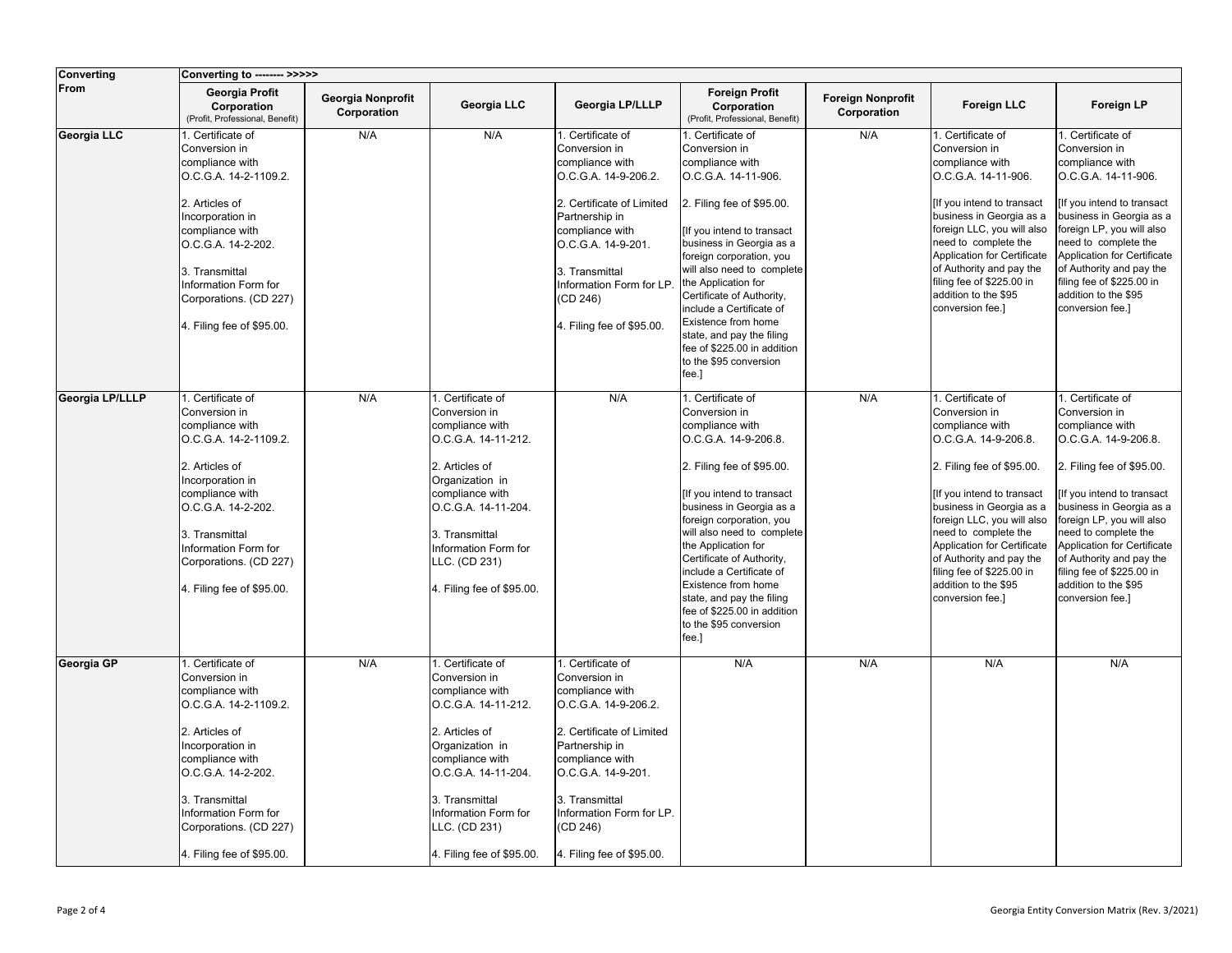| Converting From | Converting to -------- >>>>> | | | | | | | |
|---|---|---|---|---|---|---|---|---|
| | Georgia Profit Corporation (Profit, Professional, Benefit) | Georgia Nonprofit Corporation | Georgia LLC | Georgia LP/LLLP | Foreign Profit Corporation (Profit, Professional, Benefit) | Foreign Nonprofit Corporation | Foreign LLC | Foreign LP |
| **Georgia LLC** | 1. Certificate of Conversion in compliance with O.C.G.A. 14-2-1109.2.<br><br>2. Articles of Incorporation in compliance with O.C.G.A. 14-2-202.<br><br>3. Transmittal Information Form for Corporations. (CD 227)<br><br>4. Filing fee of $95.00. | N/A | N/A | 1. Certificate of Conversion in compliance with O.C.G.A. 14-9-206.2.<br><br>2. Certificate of Limited Partnership in compliance with O.C.G.A. 14-9-201.<br><br>3. Transmittal Information Form for LP. (CD 246)<br><br>4. Filing fee of $95.00. | 1. Certificate of Conversion in compliance with O.C.G.A. 14-11-906.<br><br>2. Filing fee of $95.00.<br><br>[If you intend to transact business in Georgia as a foreign corporation, you will also need to complete the Application for Certificate of Authority, include a Certificate of Existence from home state, and pay the filing fee of $225.00 in addition to the $95 conversion fee.] | N/A | 1. Certificate of Conversion in compliance with O.C.G.A. 14-11-906.<br><br>[If you intend to transact business in Georgia as a foreign LLC, you will also need to complete the Application for Certificate of Authority and pay the filing fee of $225.00 in addition to the $95 conversion fee.] | 1. Certificate of Conversion in compliance with O.C.G.A. 14-11-906.<br><br>[If you intend to transact business in Georgia as a foreign LP, you will also need to complete the Application for Certificate of Authority and pay the filing fee of $225.00 in addition to the $95 conversion fee.] |
| **Georgia LP/LLLP** | 1. Certificate of Conversion in compliance with O.C.G.A. 14-2-1109.2.<br><br>2. Articles of Incorporation in compliance with O.C.G.A. 14-2-202.<br><br>3. Transmittal Information Form for Corporations. (CD 227)<br><br>4. Filing fee of $95.00. | N/A | 1. Certificate of Conversion in compliance with O.C.G.A. 14-11-212.<br><br>2. Articles of Organization in compliance with O.C.G.A. 14-11-204.<br><br>3. Transmittal Information Form for LLC. (CD 231)<br><br>4. Filing fee of $95.00. | N/A | 1. Certificate of Conversion in compliance with O.C.G.A. 14-9-206.8.<br><br>2. Filing fee of $95.00.<br><br>[If you intend to transact business in Georgia as a foreign corporation, you will also need to complete the Application for Certificate of Authority, include a Certificate of Existence from home state, and pay the filing fee of $225.00 in addition to the $95 conversion fee.] | N/A | 1. Certificate of Conversion in compliance with O.C.G.A. 14-9-206.8.<br><br>2. Filing fee of $95.00.<br><br>[If you intend to transact business in Georgia as a foreign LLC, you will also need to complete the Application for Certificate of Authority and pay the filing fee of $225.00 in addition to the $95 conversion fee.] | 1. Certificate of Conversion in compliance with O.C.G.A. 14-9-206.8.<br><br>2. Filing fee of $95.00.<br><br>[If you intend to transact business in Georgia as a foreign LP, you will also need to complete the Application for Certificate of Authority and pay the filing fee of $225.00 in addition to the $95 conversion fee.] |
| **Georgia GP** | 1. Certificate of Conversion in compliance with O.C.G.A. 14-2-1109.2.<br><br>2. Articles of Incorporation in compliance with O.C.G.A. 14-2-202.<br><br>3. Transmittal Information Form for Corporations. (CD 227)<br><br>4. Filing fee of $95.00. | N/A | 1. Certificate of Conversion in compliance with O.C.G.A. 14-11-212.<br><br>2. Articles of Organization in compliance with O.C.G.A. 14-11-204.<br><br>3. Transmittal Information Form for LLC. (CD 231)<br><br>4. Filing fee of $95.00. | 1. Certificate of Conversion in compliance with O.C.G.A. 14-9-206.2.<br><br>2. Certificate of Limited Partnership in compliance with O.C.G.A. 14-9-201.<br><br>3. Transmittal Information Form for LP. (CD 246)<br><br>4. Filing fee of $95.00. | N/A | N/A | N/A | N/A |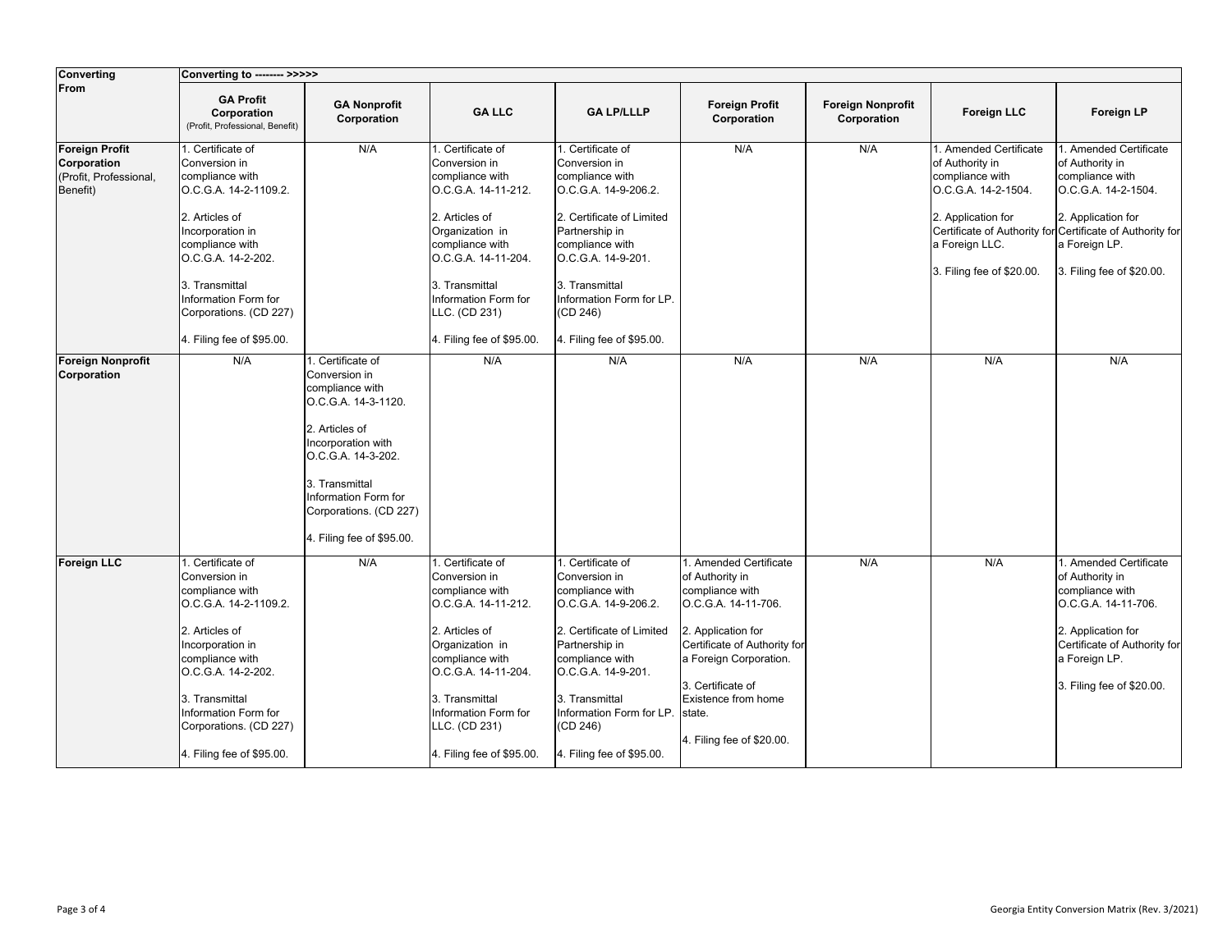| Converting From | Converting to -------- >>>>> | | | | | | | |
|---|---|---|---|---|---|---|---|---|
| | **GA Profit Corporation** (Profit, Professional, Benefit) | **GA Nonprofit Corporation** | **GA LLC** | **GA LP/LLLP** | **Foreign Profit Corporation** | **Foreign Nonprofit Corporation** | **Foreign LLC** | **Foreign LP** |
| **Foreign Profit Corporation** (Profit, Professional, Benefit) | 1. Certificate of Conversion in compliance with O.C.G.A. 14-2-1109.2.<br><br>2. Articles of Incorporation in compliance with O.C.G.A. 14-2-202.<br><br>3. Transmittal Information Form for Corporations. (CD 227)<br><br>4. Filing fee of $95.00. | N/A | 1. Certificate of Conversion in compliance with O.C.G.A. 14-11-212.<br><br>2. Articles of Organization in compliance with O.C.G.A. 14-11-204.<br><br>3. Transmittal Information Form for LLC. (CD 231)<br><br>4. Filing fee of $95.00. | 1. Certificate of Conversion in compliance with O.C.G.A. 14-9-206.2.<br><br>2. Certificate of Limited Partnership in compliance with O.C.G.A. 14-9-201.<br><br>3. Transmittal Information Form for LP. (CD 246)<br><br>4. Filing fee of $95.00. | N/A | N/A | 1. Amended Certificate of Authority in compliance with O.C.G.A. 14-2-1504.<br><br>2. Application for Certificate of Authority for a Foreign LLC.<br><br>3. Filing fee of $20.00. | 1. Amended Certificate of Authority in compliance with O.C.G.A. 14-2-1504.<br><br>2. Application for Certificate of Authority for a Foreign LP.<br><br>3. Filing fee of $20.00. |
| **Foreign Nonprofit Corporation** | N/A | 1. Certificate of Conversion in compliance with O.C.G.A. 14-3-1120.<br><br>2. Articles of Incorporation with O.C.G.A. 14-3-202.<br><br>3. Transmittal Information Form for Corporations. (CD 227)<br><br>4. Filing fee of $95.00. | N/A | N/A | N/A | N/A | N/A | N/A |
| **Foreign LLC** | 1. Certificate of Conversion in compliance with O.C.G.A. 14-2-1109.2.<br><br>2. Articles of Incorporation in compliance with O.C.G.A. 14-2-202.<br><br>3. Transmittal Information Form for Corporations. (CD 227)<br><br>4. Filing fee of $95.00. | N/A | 1. Certificate of Conversion in compliance with O.C.G.A. 14-11-212.<br><br>2. Articles of Organization in compliance with O.C.G.A. 14-11-204.<br><br>3. Transmittal Information Form for LLC. (CD 231)<br><br>4. Filing fee of $95.00. | 1. Certificate of Conversion in compliance with O.C.G.A. 14-9-206.2.<br><br>2. Certificate of Limited Partnership in compliance with O.C.G.A. 14-9-201.<br><br>3. Transmittal Information Form for LP. (CD 246)<br><br>4. Filing fee of $95.00. | 1. Amended Certificate of Authority in compliance with O.C.G.A. 14-11-706.<br><br>2. Application for Certificate of Authority for a Foreign Corporation.<br><br>3. Certificate of Existence from home state.<br><br>4. Filing fee of $20.00. | N/A | N/A | 1. Amended Certificate of Authority in compliance with O.C.G.A. 14-11-706.<br><br>2. Application for Certificate of Authority for a Foreign LP.<br><br>3. Filing fee of $20.00. |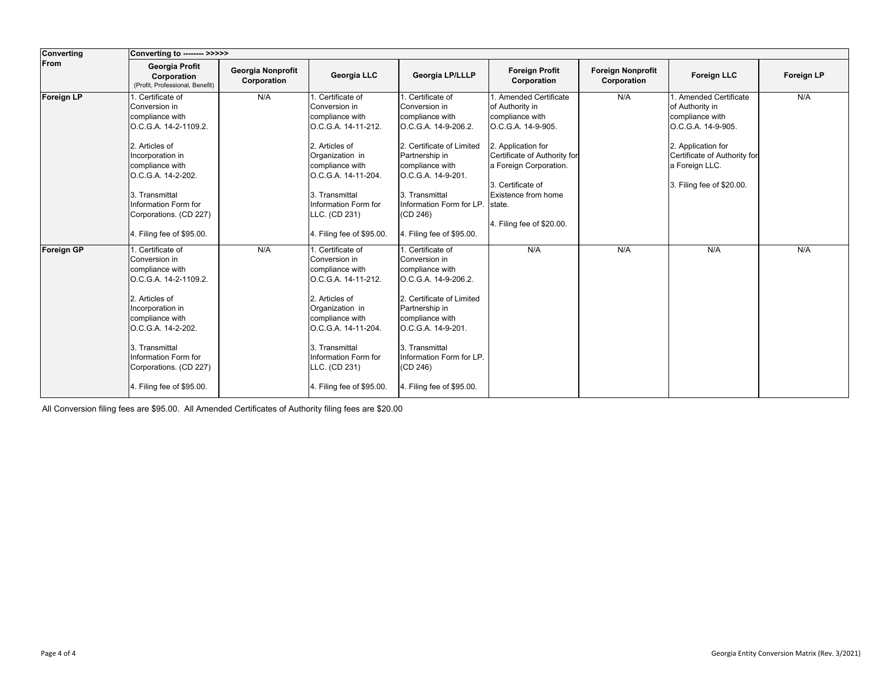| Converting From | Converting to -------- >>>>> | | | | | | | |
|---|---|---|---|---|---|---|---|---|
| | **Georgia Profit Corporation** (Profit, Professional, Benefit) | **Georgia Nonprofit Corporation** | **Georgia LLC** | **Georgia LP/LLLP** | **Foreign Profit Corporation** | **Foreign Nonprofit Corporation** | **Foreign LLC** | **Foreign LP** |
| **Foreign LP** | 1. Certificate of Conversion in compliance with O.C.G.A. 14-2-1109.2.<br><br>2. Articles of Incorporation in compliance with O.C.G.A. 14-2-202.<br><br>3. Transmittal Information Form for Corporations. (CD 227)<br><br>4. Filing fee of $95.00. | N/A | 1. Certificate of Conversion in compliance with O.C.G.A. 14-11-212.<br><br>2. Articles of Organization in compliance with O.C.G.A. 14-11-204.<br><br>3. Transmittal Information Form for LLC. (CD 231)<br><br>4. Filing fee of $95.00. | 1. Certificate of Conversion in compliance with O.C.G.A. 14-9-206.2.<br><br>2. Certificate of Limited Partnership in compliance with O.C.G.A. 14-9-201.<br><br>3. Transmittal Information Form for LP. (CD 246)<br><br>4. Filing fee of $95.00. | 1. Amended Certificate of Authority in compliance with O.C.G.A. 14-9-905.<br><br>2. Application for Certificate of Authority for a Foreign Corporation.<br><br>3. Certificate of Existence from home state.<br><br>4. Filing fee of $20.00. | N/A | 1. Amended Certificate of Authority in compliance with O.C.G.A. 14-9-905.<br><br>2. Application for Certificate of Authority for a Foreign LLC.<br><br>3. Filing fee of $20.00. | N/A |
| **Foreign GP** | 1. Certificate of Conversion in compliance with O.C.G.A. 14-2-1109.2.<br><br>2. Articles of Incorporation in compliance with O.C.G.A. 14-2-202.<br><br>3. Transmittal Information Form for Corporations. (CD 227)<br><br>4. Filing fee of $95.00. | N/A | 1. Certificate of Conversion in compliance with O.C.G.A. 14-11-212.<br><br>2. Articles of Organization in compliance with O.C.G.A. 14-11-204.<br><br>3. Transmittal Information Form for LLC. (CD 231)<br><br>4. Filing fee of $95.00. | 1. Certificate of Conversion in compliance with O.C.G.A. 14-9-206.2.<br><br>2. Certificate of Limited Partnership in compliance with O.C.G.A. 14-9-201.<br><br>3. Transmittal Information Form for LP. (CD 246)<br><br>4. Filing fee of $95.00. | N/A | N/A | N/A | N/A |

All Conversion filing fees are $95.00. All Amended Certificates of Authority filing fees are $20.00